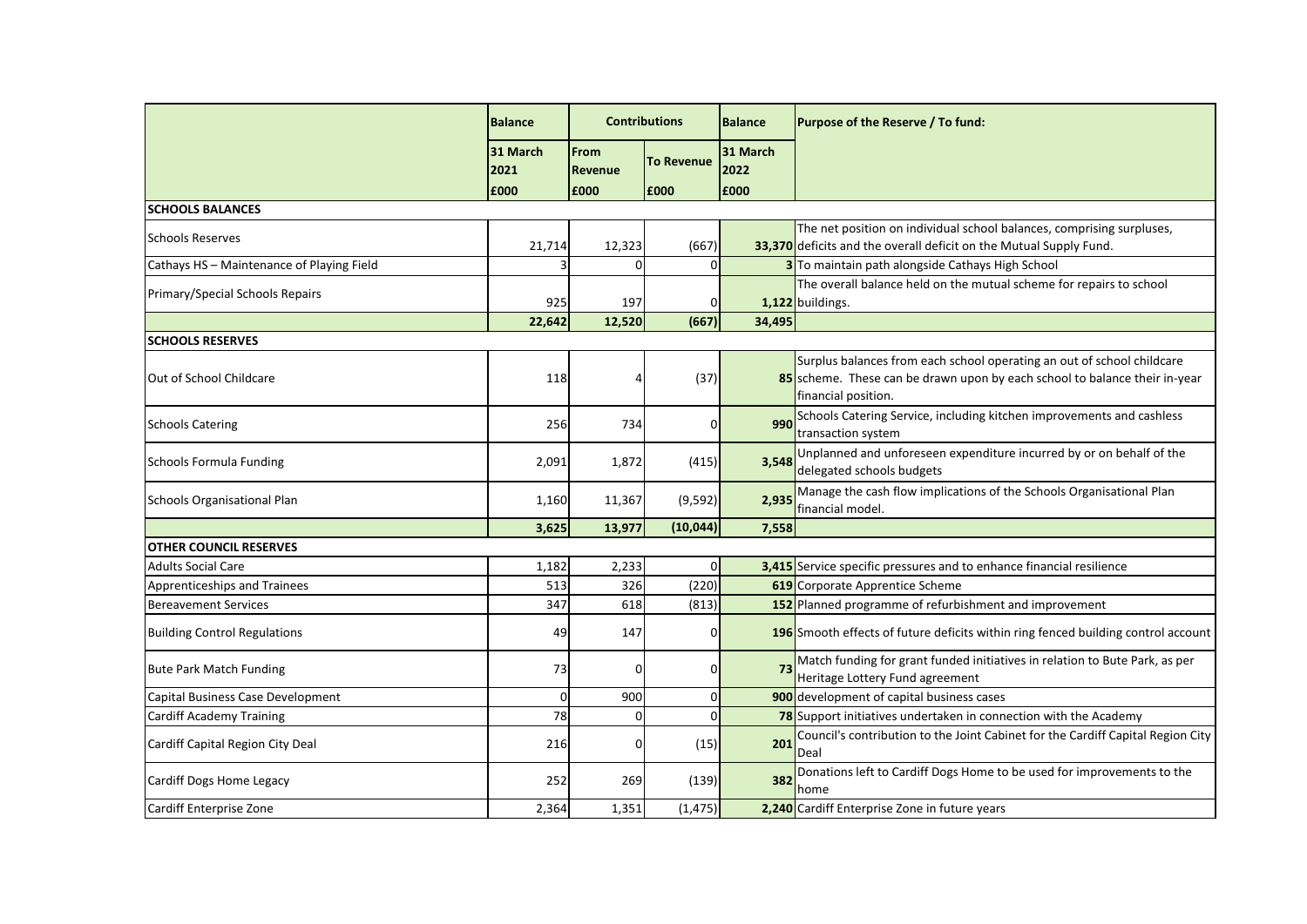| | Balance | Contributions | | Balance | Purpose of the Reserve / To fund: |
|---|---|---|---|---|---|
| | 31 March 2021 | From Revenue | To Revenue | 31 March 2022 | |
| | £000 | £000 | £000 | £000 | |
| **SCHOOLS BALANCES** | | | | | |
| Schools Reserves | 21,714 | 12,323 | (667) | **33,370** | The net position on individual school balances, comprising surpluses, deficits and the overall deficit on the Mutual Supply Fund. |
| Cathays HS – Maintenance of Playing Field | 3 | 0 | 0 | **3** | To maintain path alongside Cathays High School |
| Primary/Special Schools Repairs | 925 | 197 | 0 | **1,122** | The overall balance held on the mutual scheme for repairs to school buildings. |
| | **22,642** | **12,520** | **(667)** | **34,495** | |
| **SCHOOLS RESERVES** | | | | | |
| Out of School Childcare | 118 | 4 | (37) | **85** | Surplus balances from each school operating an out of school childcare scheme. These can be drawn upon by each school to balance their in-year financial position. |
| Schools Catering | 256 | 734 | 0 | **990** | Schools Catering Service, including kitchen improvements and cashless transaction system |
| Schools Formula Funding | 2,091 | 1,872 | (415) | **3,548** | Unplanned and unforeseen expenditure incurred by or on behalf of the delegated schools budgets |
| Schools Organisational Plan | 1,160 | 11,367 | (9,592) | **2,935** | Manage the cash flow implications of the Schools Organisational Plan financial model. |
| | **3,625** | **13,977** | **(10,044)** | **7,558** | |
| **OTHER COUNCIL RESERVES** | | | | | |
| Adults Social Care | 1,182 | 2,233 | 0 | **3,415** | Service specific pressures and to enhance financial resilience |
| Apprenticeships and Trainees | 513 | 326 | (220) | **619** | Corporate Apprentice Scheme |
| Bereavement Services | 347 | 618 | (813) | **152** | Planned programme of refurbishment and improvement |
| Building Control Regulations | 49 | 147 | 0 | **196** | Smooth effects of future deficits within ring fenced building control account |
| Bute Park Match Funding | 73 | 0 | 0 | **73** | Match funding for grant funded initiatives in relation to Bute Park, as per Heritage Lottery Fund agreement |
| Capital Business Case Development | 0 | 900 | 0 | **900** | development of capital business cases |
| Cardiff Academy Training | 78 | 0 | 0 | **78** | Support initiatives undertaken in connection with the Academy |
| Cardiff Capital Region City Deal | 216 | 0 | (15) | **201** | Council's contribution to the Joint Cabinet for the Cardiff Capital Region City Deal |
| Cardiff Dogs Home Legacy | 252 | 269 | (139) | **382** | Donations left to Cardiff Dogs Home to be used for improvements to the home |
| Cardiff Enterprise Zone | 2,364 | 1,351 | (1,475) | **2,240** | Cardiff Enterprise Zone in future years |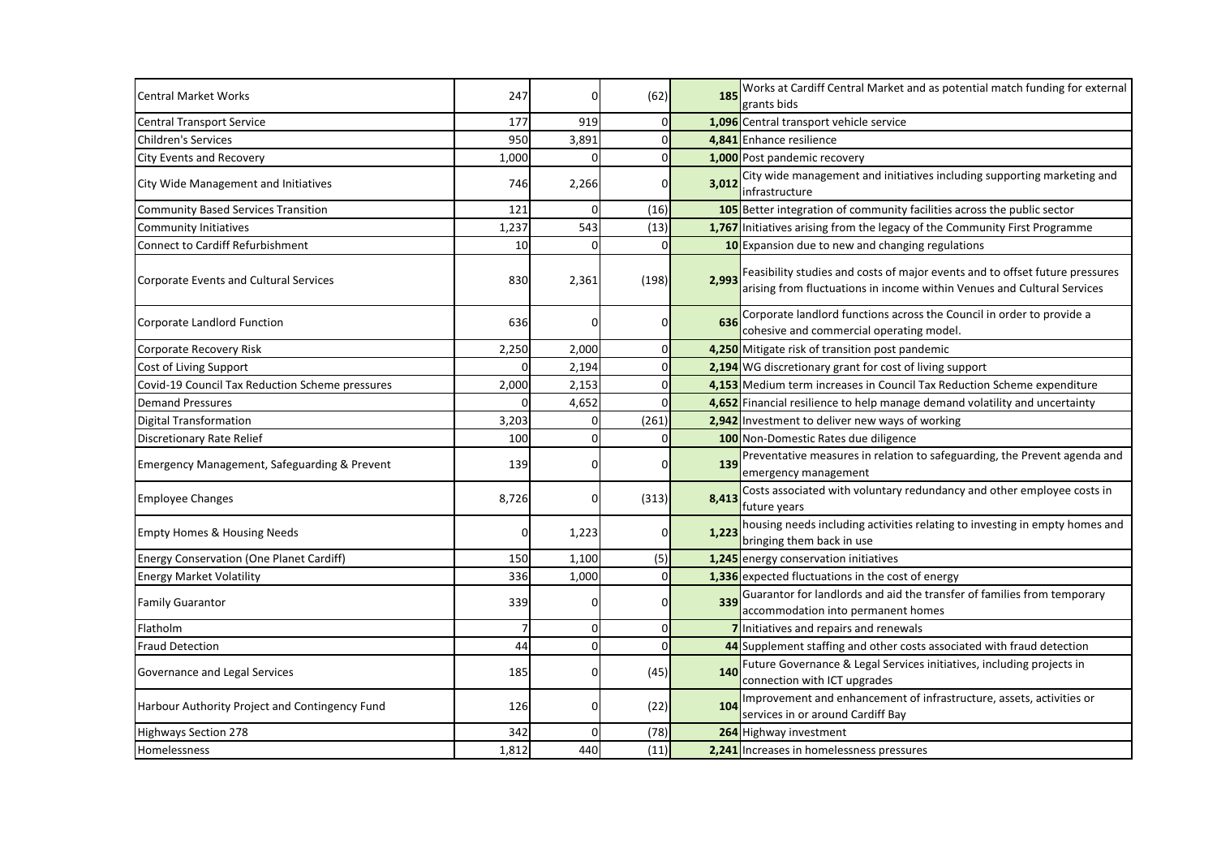| | | | | | |
|---|---|---|---|---|---|
| Central Market Works | 247 | 0 | (62) | **185** | Works at Cardiff Central Market and as potential match funding for external grants bids |
| Central Transport Service | 177 | 919 | 0 | **1,096** | Central transport vehicle service |
| Children's Services | 950 | 3,891 | 0 | **4,841** | Enhance resilience |
| City Events and Recovery | 1,000 | 0 | 0 | **1,000** | Post pandemic recovery |
| City Wide Management and Initiatives | 746 | 2,266 | 0 | **3,012** | City wide management and initiatives including supporting marketing and infrastructure |
| Community Based Services Transition | 121 | 0 | (16) | **105** | Better integration of community facilities across the public sector |
| Community Initiatives | 1,237 | 543 | (13) | **1,767** | Initiatives arising from the legacy of the Community First Programme |
| Connect to Cardiff Refurbishment | 10 | 0 | 0 | **10** | Expansion due to new and changing regulations |
| Corporate Events and Cultural Services | 830 | 2,361 | (198) | **2,993** | Feasibility studies and costs of major events and to offset future pressures arising from fluctuations in income within Venues and Cultural Services |
| Corporate Landlord Function | 636 | 0 | 0 | **636** | Corporate landlord functions across the Council in order to provide a cohesive and commercial operating model. |
| Corporate Recovery Risk | 2,250 | 2,000 | 0 | **4,250** | Mitigate risk of transition post pandemic |
| Cost of Living Support | 0 | 2,194 | 0 | **2,194** | WG discretionary grant for cost of living support |
| Covid-19 Council Tax Reduction Scheme pressures | 2,000 | 2,153 | 0 | **4,153** | Medium term increases in Council Tax Reduction Scheme expenditure |
| Demand Pressures | 0 | 4,652 | 0 | **4,652** | Financial resilience to help manage demand volatility and uncertainty |
| Digital Transformation | 3,203 | 0 | (261) | **2,942** | Investment to deliver new ways of working |
| Discretionary Rate Relief | 100 | 0 | 0 | **100** | Non-Domestic Rates due diligence |
| Emergency Management, Safeguarding & Prevent | 139 | 0 | 0 | **139** | Preventative measures in relation to safeguarding, the Prevent agenda and emergency management |
| Employee Changes | 8,726 | 0 | (313) | **8,413** | Costs associated with voluntary redundancy and other employee costs in future years |
| Empty Homes & Housing Needs | 0 | 1,223 | 0 | **1,223** | housing needs including activities relating to investing in empty homes and bringing them back in use |
| Energy Conservation (One Planet Cardiff) | 150 | 1,100 | (5) | **1,245** | energy conservation initiatives |
| Energy Market Volatility | 336 | 1,000 | 0 | **1,336** | expected fluctuations in the cost of energy |
| Family Guarantor | 339 | 0 | 0 | **339** | Guarantor for landlords and aid the transfer of families from temporary accommodation into permanent homes |
| Flatholm | 7 | 0 | 0 | **7** | Initiatives and repairs and renewals |
| Fraud Detection | 44 | 0 | 0 | **44** | Supplement staffing and other costs associated with fraud detection |
| Governance and Legal Services | 185 | 0 | (45) | **140** | Future Governance & Legal Services initiatives, including projects in connection with ICT upgrades |
| Harbour Authority Project and Contingency Fund | 126 | 0 | (22) | **104** | Improvement and enhancement of infrastructure, assets, activities or services in or around Cardiff Bay |
| Highways Section 278 | 342 | 0 | (78) | **264** | Highway investment |
| Homelessness | 1,812 | 440 | (11) | **2,241** | Increases in homelessness pressures |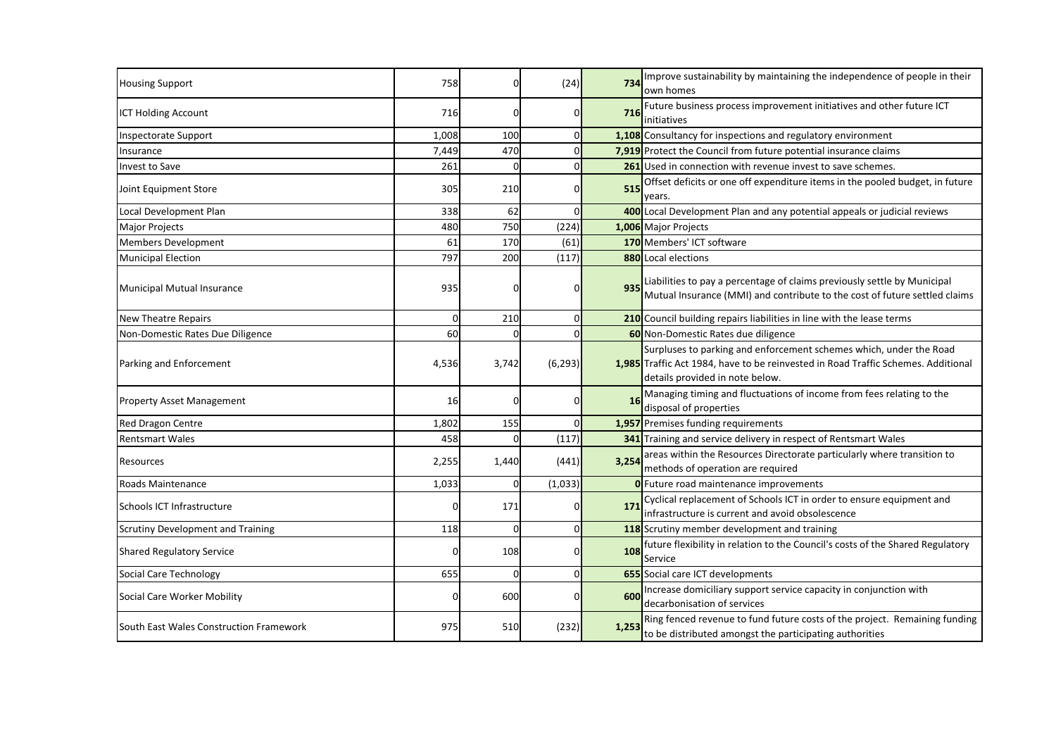| | | | | | |
|---|---|---|---|---|---|
| Housing Support | 758 | 0 | (24) | **734** | Improve sustainability by maintaining the independence of people in their own homes |
| ICT Holding Account | 716 | 0 | 0 | **716** | Future business process improvement initiatives and other future ICT initiatives |
| Inspectorate Support | 1,008 | 100 | 0 | **1,108** | Consultancy for inspections and regulatory environment |
| Insurance | 7,449 | 470 | 0 | **7,919** | Protect the Council from future potential insurance claims |
| Invest to Save | 261 | 0 | 0 | **261** | Used in connection with revenue invest to save schemes. |
| Joint Equipment Store | 305 | 210 | 0 | **515** | Offset deficits or one off expenditure items in the pooled budget, in future years. |
| Local Development Plan | 338 | 62 | 0 | **400** | Local Development Plan and any potential appeals or judicial reviews |
| Major Projects | 480 | 750 | (224) | **1,006** | Major Projects |
| Members Development | 61 | 170 | (61) | **170** | Members' ICT software |
| Municipal Election | 797 | 200 | (117) | **880** | Local elections |
| Municipal Mutual Insurance | 935 | 0 | 0 | **935** | Liabilities to pay a percentage of claims previously settle by Municipal Mutual Insurance (MMI) and contribute to the cost of future settled claims |
| New Theatre Repairs | 0 | 210 | 0 | **210** | Council building repairs liabilities in line with the lease terms |
| Non-Domestic Rates Due Diligence | 60 | 0 | 0 | **60** | Non-Domestic Rates due diligence |
| Parking and Enforcement | 4,536 | 3,742 | (6,293) | **1,985** | Surpluses to parking and enforcement schemes which, under the Road Traffic Act 1984, have to be reinvested in Road Traffic Schemes. Additional details provided in note below. |
| Property Asset Management | 16 | 0 | 0 | **16** | Managing timing and fluctuations of income from fees relating to the disposal of properties |
| Red Dragon Centre | 1,802 | 155 | 0 | **1,957** | Premises funding requirements |
| Rentsmart Wales | 458 | 0 | (117) | **341** | Training and service delivery in respect of Rentsmart Wales |
| Resources | 2,255 | 1,440 | (441) | **3,254** | areas within the Resources Directorate particularly where transition to methods of operation are required |
| Roads Maintenance | 1,033 | 0 | (1,033) | **0** | Future road maintenance improvements |
| Schools ICT Infrastructure | 0 | 171 | 0 | **171** | Cyclical replacement of Schools ICT in order to ensure equipment and infrastructure is current and avoid obsolescence |
| Scrutiny Development and Training | 118 | 0 | 0 | **118** | Scrutiny member development and training |
| Shared Regulatory Service | 0 | 108 | 0 | **108** | future flexibility in relation to the Council's costs of the Shared Regulatory Service |
| Social Care Technology | 655 | 0 | 0 | **655** | Social care ICT developments |
| Social Care Worker Mobility | 0 | 600 | 0 | **600** | Increase domiciliary support service capacity in conjunction with decarbonisation of services |
| South East Wales Construction Framework | 975 | 510 | (232) | **1,253** | Ring fenced revenue to fund future costs of the project. Remaining funding to be distributed amongst the participating authorities |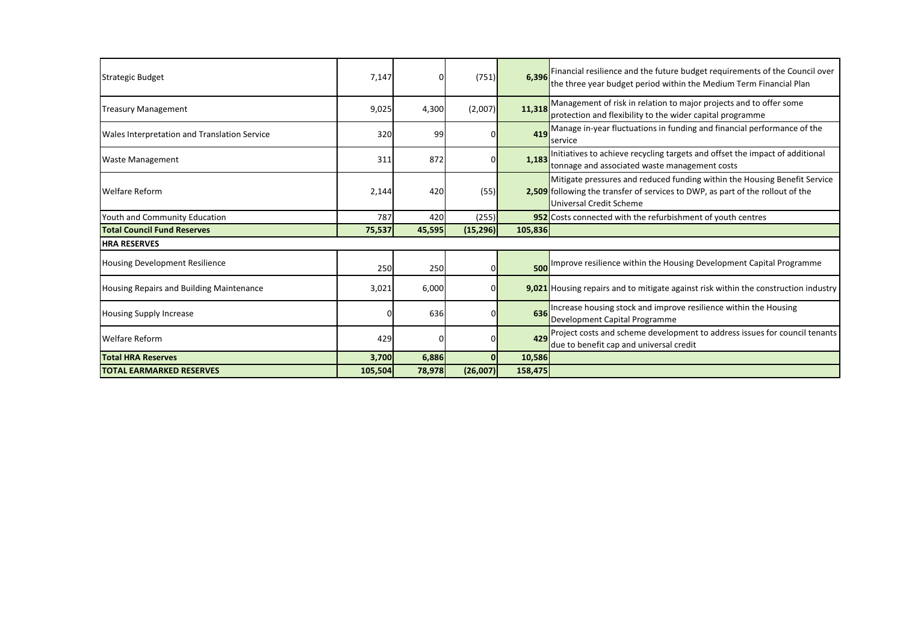| | | | | | |
|---|---|---|---|---|---|
| Strategic Budget | 7,147 | 0 | (751) | **6,396** | Financial resilience and the future budget requirements of the Council over the three year budget period within the Medium Term Financial Plan |
| Treasury Management | 9,025 | 4,300 | (2,007) | **11,318** | Management of risk in relation to major projects and to offer some protection and flexibility to the wider capital programme |
| Wales Interpretation and Translation Service | 320 | 99 | 0 | **419** | Manage in-year fluctuations in funding and financial performance of the service |
| Waste Management | 311 | 872 | 0 | **1,183** | Initiatives to achieve recycling targets and offset the impact of additional tonnage and associated waste management costs |
| Welfare Reform | 2,144 | 420 | (55) | **2,509** | Mitigate pressures and reduced funding within the Housing Benefit Service following the transfer of services to DWP, as part of the rollout of the Universal Credit Scheme |
| Youth and Community Education | 787 | 420 | (255) | **952** | Costs connected with the refurbishment of youth centres |
| **Total Council Fund Reserves** | **75,537** | **45,595** | **(15,296)** | **105,836** | |
| **HRA RESERVES** | | | | | |
| Housing Development Resilience | 250 | 250 | 0 | **500** | Improve resilience within the Housing Development Capital Programme |
| Housing Repairs and Building Maintenance | 3,021 | 6,000 | 0 | **9,021** | Housing repairs and to mitigate against risk within the construction industry |
| Housing Supply Increase | 0 | 636 | 0 | **636** | Increase housing stock and improve resilience within the Housing Development Capital Programme |
| Welfare Reform | 429 | 0 | 0 | **429** | Project costs and scheme development to address issues for council tenants due to benefit cap and universal credit |
| **Total HRA Reserves** | **3,700** | **6,886** | **0** | **10,586** | |
| **TOTAL EARMARKED RESERVES** | **105,504** | **78,978** | **(26,007)** | **158,475** | |